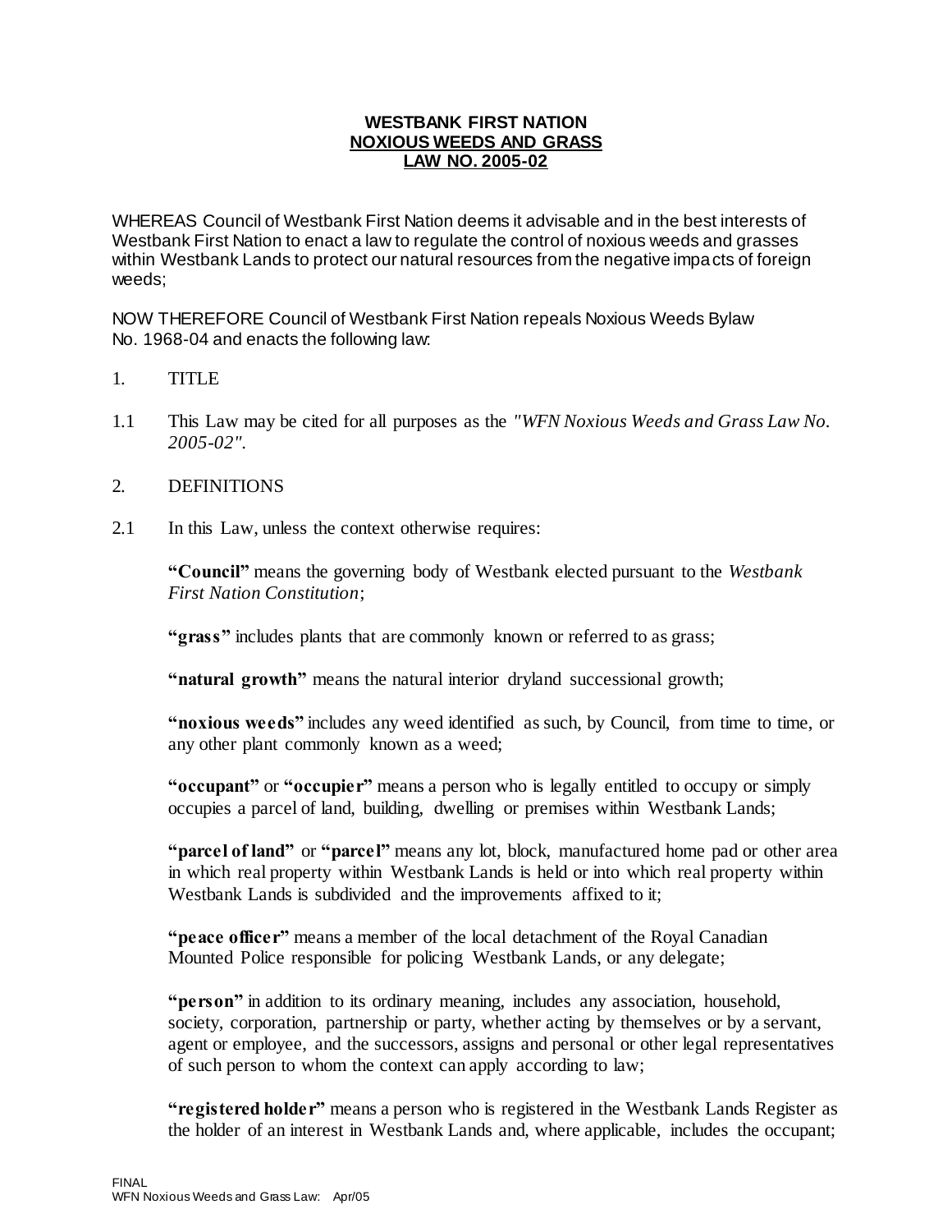**WESTBANK FIRST NATION**
**NOXIOUS WEEDS AND GRASS**
**LAW NO. 2005-02**

WHEREAS Council of Westbank First Nation deems it advisable and in the best interests of Westbank First Nation to enact a law to regulate the control of noxious weeds and grasses within Westbank Lands to protect our natural resources from the negative impacts of foreign weeds;

NOW THEREFORE Council of Westbank First Nation repeals Noxious Weeds Bylaw No. 1968-04 and enacts the following law:

1. TITLE

1.1 This Law may be cited for all purposes as the *"WFN Noxious Weeds and Grass Law No. 2005-02"*.

2. DEFINITIONS

2.1 In this Law, unless the context otherwise requires:

**"Council"** means the governing body of Westbank elected pursuant to the *Westbank First Nation Constitution*;

**"grass"** includes plants that are commonly known or referred to as grass;

**"natural growth"** means the natural interior dryland successional growth;

**"noxious weeds"** includes any weed identified as such, by Council, from time to time, or any other plant commonly known as a weed;

**"occupant"** or **"occupier"** means a person who is legally entitled to occupy or simply occupies a parcel of land, building, dwelling or premises within Westbank Lands;

**"parcel of land"** or **"parcel"** means any lot, block, manufactured home pad or other area in which real property within Westbank Lands is held or into which real property within Westbank Lands is subdivided and the improvements affixed to it;

**"peace officer"** means a member of the local detachment of the Royal Canadian Mounted Police responsible for policing Westbank Lands, or any delegate;

**"person"** in addition to its ordinary meaning, includes any association, household, society, corporation, partnership or party, whether acting by themselves or by a servant, agent or employee, and the successors, assigns and personal or other legal representatives of such person to whom the context can apply according to law;

**"registered holder"** means a person who is registered in the Westbank Lands Register as the holder of an interest in Westbank Lands and, where applicable, includes the occupant;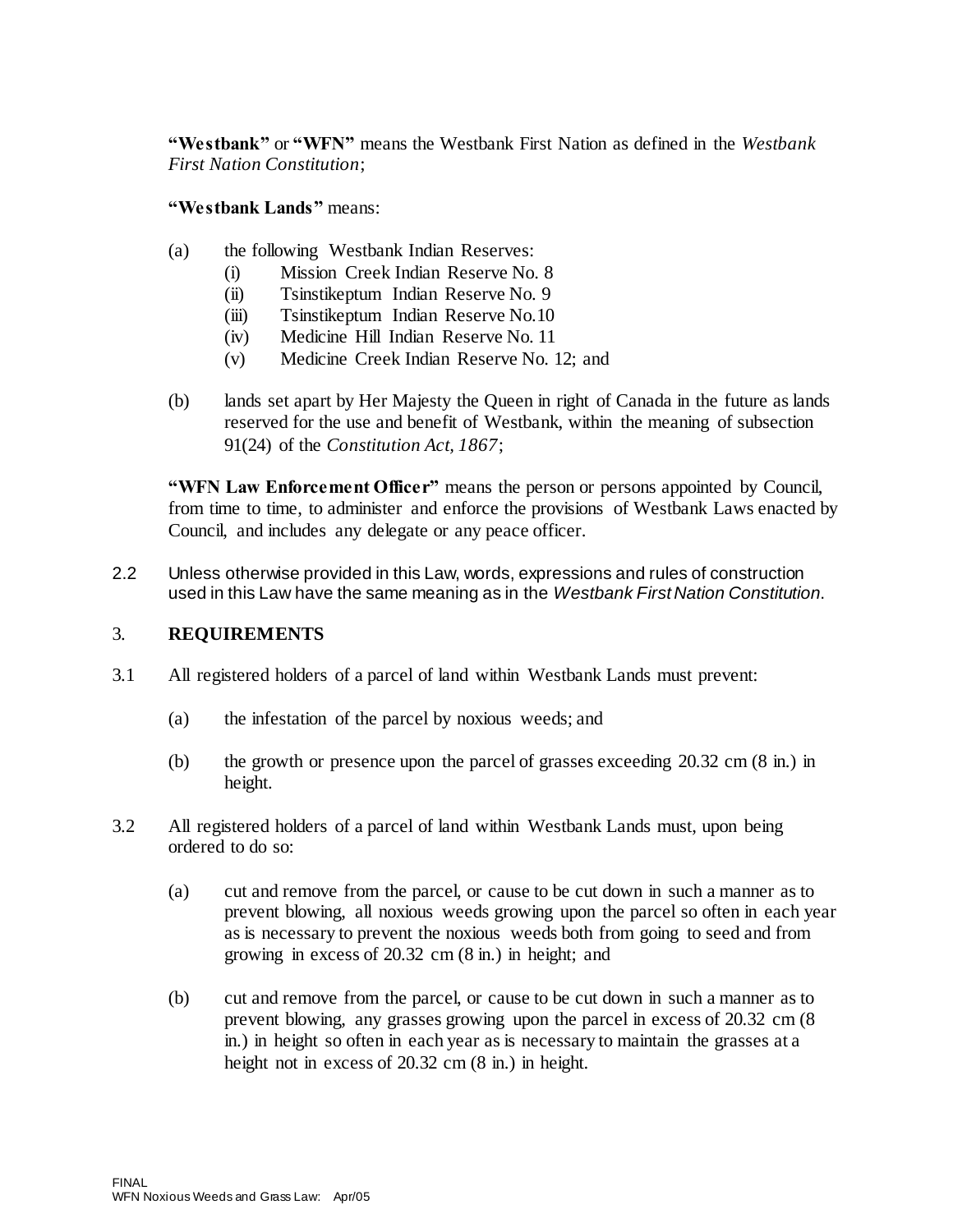**"Westbank"** or **"WFN"** means the Westbank First Nation as defined in the *Westbank First Nation Constitution*;

**"Westbank Lands"** means:

(a) the following Westbank Indian Reserves:
   (i) Mission Creek Indian Reserve No. 8
   (ii) Tsinstikeptum Indian Reserve No. 9
   (iii) Tsinstikeptum Indian Reserve No.10
   (iv) Medicine Hill Indian Reserve No. 11
   (v) Medicine Creek Indian Reserve No. 12; and

(b) lands set apart by Her Majesty the Queen in right of Canada in the future as lands reserved for the use and benefit of Westbank, within the meaning of subsection 91(24) of the *Constitution Act, 1867*;

**"WFN Law Enforcement Officer"** means the person or persons appointed by Council, from time to time, to administer and enforce the provisions of Westbank Laws enacted by Council, and includes any delegate or any peace officer.

2.2 Unless otherwise provided in this Law, words, expressions and rules of construction used in this Law have the same meaning as in the *Westbank First Nation Constitution*.

## 3. REQUIREMENTS

3.1 All registered holders of a parcel of land within Westbank Lands must prevent:

(a) the infestation of the parcel by noxious weeds; and

(b) the growth or presence upon the parcel of grasses exceeding 20.32 cm (8 in.) in height.

3.2 All registered holders of a parcel of land within Westbank Lands must, upon being ordered to do so:

(a) cut and remove from the parcel, or cause to be cut down in such a manner as to prevent blowing, all noxious weeds growing upon the parcel so often in each year as is necessary to prevent the noxious weeds both from going to seed and from growing in excess of 20.32 cm (8 in.) in height; and

(b) cut and remove from the parcel, or cause to be cut down in such a manner as to prevent blowing, any grasses growing upon the parcel in excess of 20.32 cm (8 in.) in height so often in each year as is necessary to maintain the grasses at a height not in excess of 20.32 cm (8 in.) in height.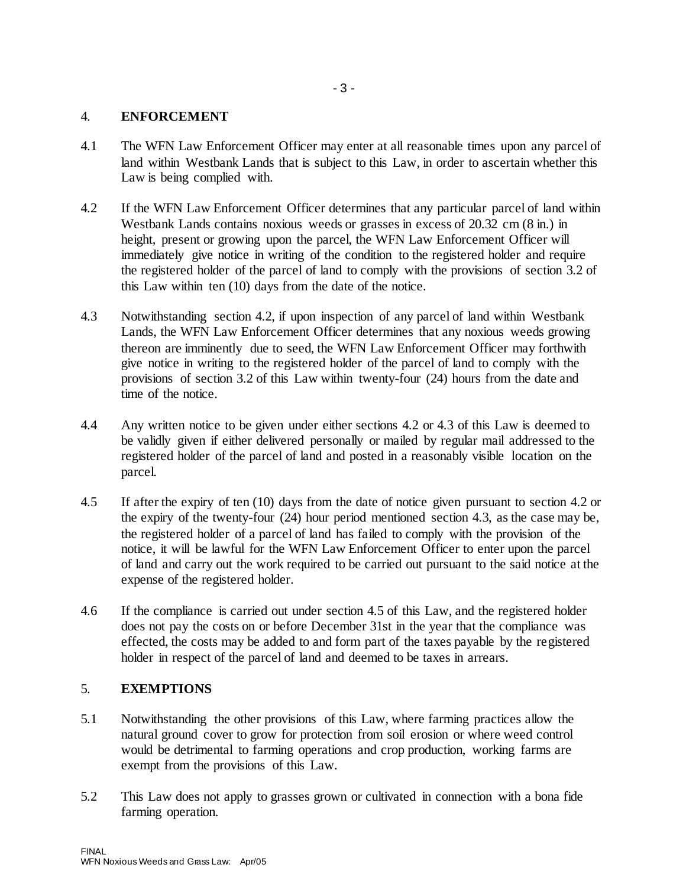## 4. ENFORCEMENT

4.1 The WFN Law Enforcement Officer may enter at all reasonable times upon any parcel of land within Westbank Lands that is subject to this Law, in order to ascertain whether this Law is being complied with.

4.2 If the WFN Law Enforcement Officer determines that any particular parcel of land within Westbank Lands contains noxious weeds or grasses in excess of 20.32 cm (8 in.) in height, present or growing upon the parcel, the WFN Law Enforcement Officer will immediately give notice in writing of the condition to the registered holder and require the registered holder of the parcel of land to comply with the provisions of section 3.2 of this Law within ten (10) days from the date of the notice.

4.3 Notwithstanding section 4.2, if upon inspection of any parcel of land within Westbank Lands, the WFN Law Enforcement Officer determines that any noxious weeds growing thereon are imminently due to seed, the WFN Law Enforcement Officer may forthwith give notice in writing to the registered holder of the parcel of land to comply with the provisions of section 3.2 of this Law within twenty-four (24) hours from the date and time of the notice.

4.4 Any written notice to be given under either sections 4.2 or 4.3 of this Law is deemed to be validly given if either delivered personally or mailed by regular mail addressed to the registered holder of the parcel of land and posted in a reasonably visible location on the parcel.

4.5 If after the expiry of ten (10) days from the date of notice given pursuant to section 4.2 or the expiry of the twenty-four (24) hour period mentioned section 4.3, as the case may be, the registered holder of a parcel of land has failed to comply with the provision of the notice, it will be lawful for the WFN Law Enforcement Officer to enter upon the parcel of land and carry out the work required to be carried out pursuant to the said notice at the expense of the registered holder.

4.6 If the compliance is carried out under section 4.5 of this Law, and the registered holder does not pay the costs on or before December 31st in the year that the compliance was effected, the costs may be added to and form part of the taxes payable by the registered holder in respect of the parcel of land and deemed to be taxes in arrears.

## 5. EXEMPTIONS

5.1 Notwithstanding the other provisions of this Law, where farming practices allow the natural ground cover to grow for protection from soil erosion or where weed control would be detrimental to farming operations and crop production, working farms are exempt from the provisions of this Law.

5.2 This Law does not apply to grasses grown or cultivated in connection with a bona fide farming operation.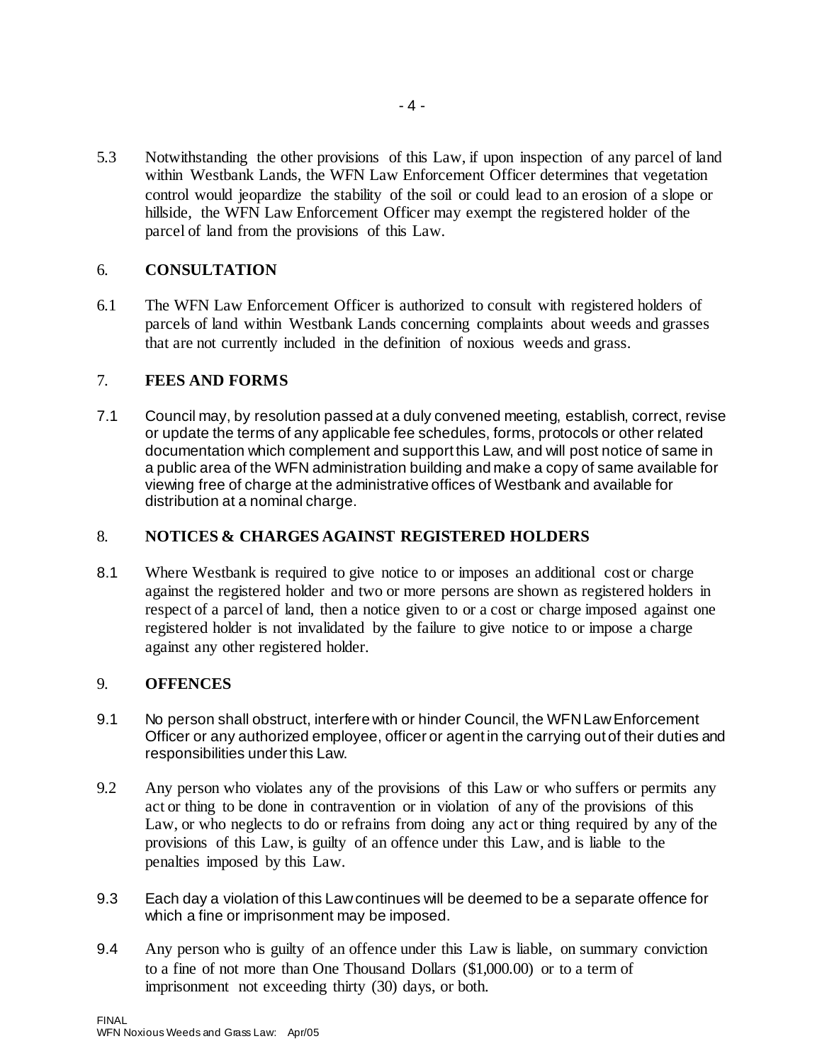5.3 Notwithstanding the other provisions of this Law, if upon inspection of any parcel of land within Westbank Lands, the WFN Law Enforcement Officer determines that vegetation control would jeopardize the stability of the soil or could lead to an erosion of a slope or hillside, the WFN Law Enforcement Officer may exempt the registered holder of the parcel of land from the provisions of this Law.

## 6. CONSULTATION

6.1 The WFN Law Enforcement Officer is authorized to consult with registered holders of parcels of land within Westbank Lands concerning complaints about weeds and grasses that are not currently included in the definition of noxious weeds and grass.

## 7. FEES AND FORMS

7.1 Council may, by resolution passed at a duly convened meeting, establish, correct, revise or update the terms of any applicable fee schedules, forms, protocols or other related documentation which complement and support this Law, and will post notice of same in a public area of the WFN administration building and make a copy of same available for viewing free of charge at the administrative offices of Westbank and available for distribution at a nominal charge.

## 8. NOTICES & CHARGES AGAINST REGISTERED HOLDERS

8.1 Where Westbank is required to give notice to or imposes an additional cost or charge against the registered holder and two or more persons are shown as registered holders in respect of a parcel of land, then a notice given to or a cost or charge imposed against one registered holder is not invalidated by the failure to give notice to or impose a charge against any other registered holder.

## 9. OFFENCES

9.1 No person shall obstruct, interfere with or hinder Council, the WFN Law Enforcement Officer or any authorized employee, officer or agent in the carrying out of their duties and responsibilities under this Law.

9.2 Any person who violates any of the provisions of this Law or who suffers or permits any act or thing to be done in contravention or in violation of any of the provisions of this Law, or who neglects to do or refrains from doing any act or thing required by any of the provisions of this Law, is guilty of an offence under this Law, and is liable to the penalties imposed by this Law.

9.3 Each day a violation of this Law continues will be deemed to be a separate offence for which a fine or imprisonment may be imposed.

9.4 Any person who is guilty of an offence under this Law is liable, on summary conviction to a fine of not more than One Thousand Dollars ($1,000.00) or to a term of imprisonment not exceeding thirty (30) days, or both.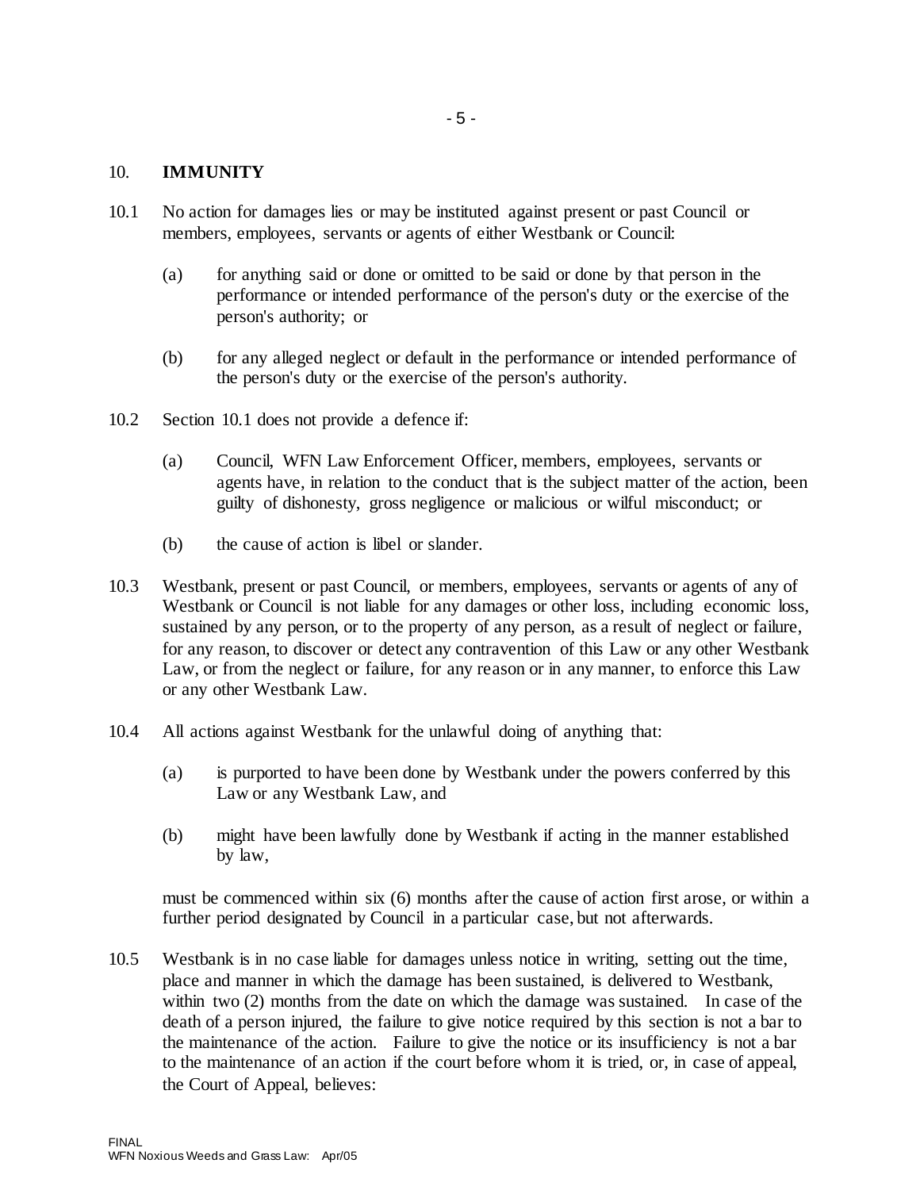## 10. IMMUNITY

10.1 No action for damages lies or may be instituted against present or past Council or members, employees, servants or agents of either Westbank or Council:

(a) for anything said or done or omitted to be said or done by that person in the performance or intended performance of the person's duty or the exercise of the person's authority; or

(b) for any alleged neglect or default in the performance or intended performance of the person's duty or the exercise of the person's authority.

10.2 Section 10.1 does not provide a defence if:

(a) Council, WFN Law Enforcement Officer, members, employees, servants or agents have, in relation to the conduct that is the subject matter of the action, been guilty of dishonesty, gross negligence or malicious or wilful misconduct; or

(b) the cause of action is libel or slander.

10.3 Westbank, present or past Council, or members, employees, servants or agents of any of Westbank or Council is not liable for any damages or other loss, including economic loss, sustained by any person, or to the property of any person, as a result of neglect or failure, for any reason, to discover or detect any contravention of this Law or any other Westbank Law, or from the neglect or failure, for any reason or in any manner, to enforce this Law or any other Westbank Law.

10.4 All actions against Westbank for the unlawful doing of anything that:

(a) is purported to have been done by Westbank under the powers conferred by this Law or any Westbank Law, and

(b) might have been lawfully done by Westbank if acting in the manner established by law,

must be commenced within six (6) months after the cause of action first arose, or within a further period designated by Council in a particular case, but not afterwards.

10.5 Westbank is in no case liable for damages unless notice in writing, setting out the time, place and manner in which the damage has been sustained, is delivered to Westbank, within two (2) months from the date on which the damage was sustained. In case of the death of a person injured, the failure to give notice required by this section is not a bar to the maintenance of the action. Failure to give the notice or its insufficiency is not a bar to the maintenance of an action if the court before whom it is tried, or, in case of appeal, the Court of Appeal, believes: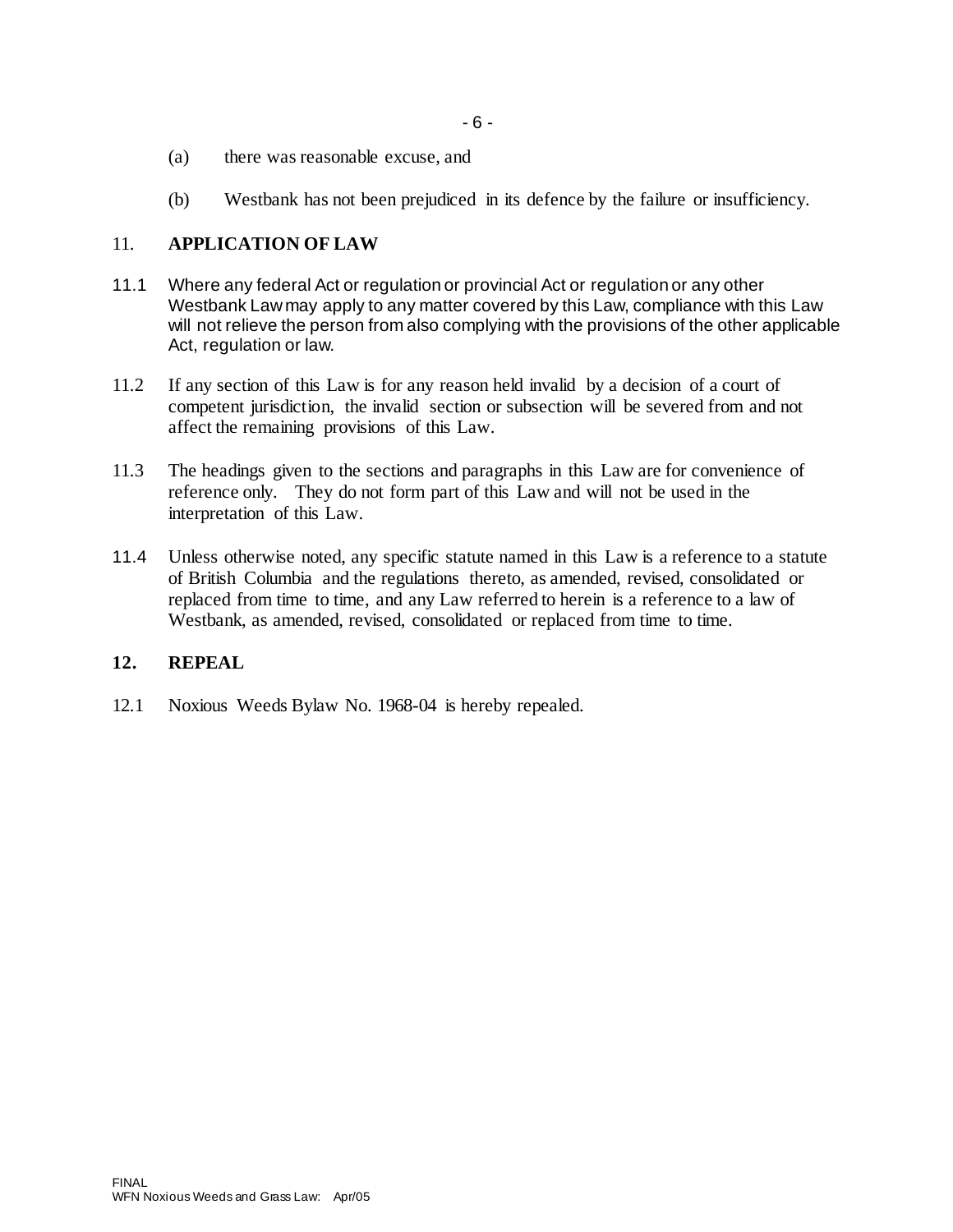(a) there was reasonable excuse, and

(b) Westbank has not been prejudiced in its defence by the failure or insufficiency.

## 11. APPLICATION OF LAW

11.1 Where any federal Act or regulation or provincial Act or regulation or any other Westbank Law may apply to any matter covered by this Law, compliance with this Law will not relieve the person from also complying with the provisions of the other applicable Act, regulation or law.

11.2 If any section of this Law is for any reason held invalid by a decision of a court of competent jurisdiction, the invalid section or subsection will be severed from and not affect the remaining provisions of this Law.

11.3 The headings given to the sections and paragraphs in this Law are for convenience of reference only. They do not form part of this Law and will not be used in the interpretation of this Law.

11.4 Unless otherwise noted, any specific statute named in this Law is a reference to a statute of British Columbia and the regulations thereto, as amended, revised, consolidated or replaced from time to time, and any Law referred to herein is a reference to a law of Westbank, as amended, revised, consolidated or replaced from time to time.

## 12. REPEAL

12.1 Noxious Weeds Bylaw No. 1968-04 is hereby repealed.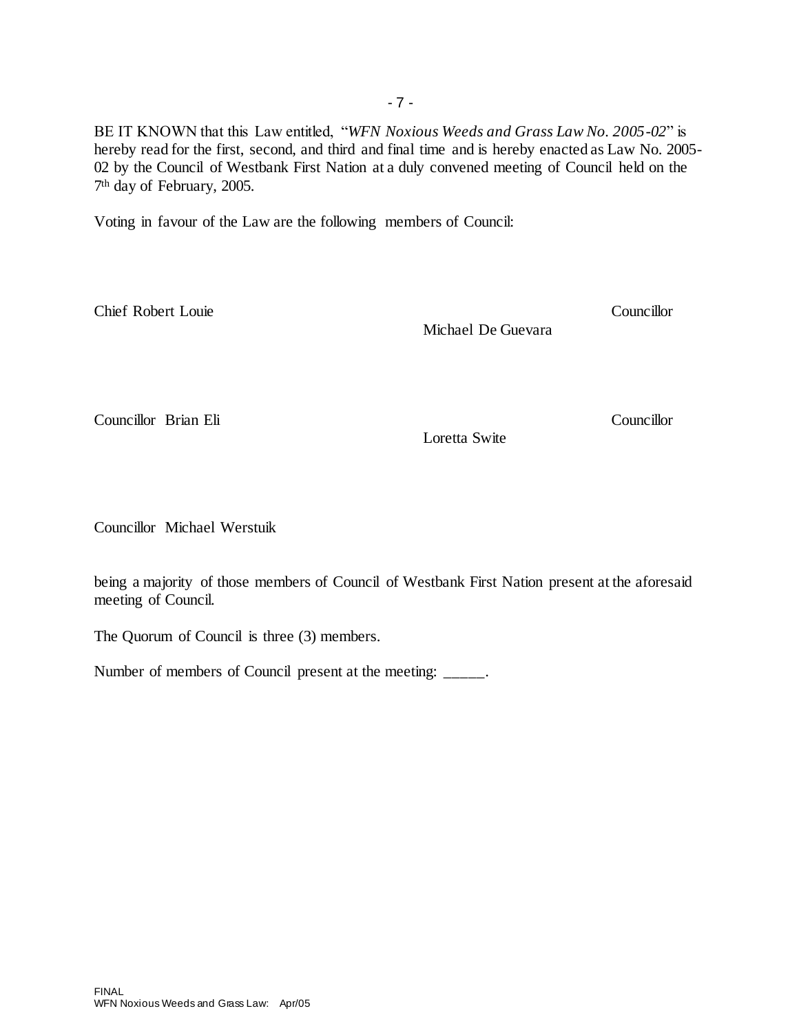BE IT KNOWN that this Law entitled, "*WFN Noxious Weeds and Grass Law No. 2005-02*" is hereby read for the first, second, and third and final time and is hereby enacted as Law No. 2005-02 by the Council of Westbank First Nation at a duly convened meeting of Council held on the 7th day of February, 2005.

Voting in favour of the Law are the following members of Council:

Chief Robert Louie

Councillor Michael De Guevara

Councillor Brian Eli

Councillor Loretta Swite

Councillor Michael Werstuik

being a majority of those members of Council of Westbank First Nation present at the aforesaid meeting of Council.

The Quorum of Council is three (3) members.

Number of members of Council present at the meeting: _____.

FINAL
WFN Noxious Weeds and Grass Law: Apr/05